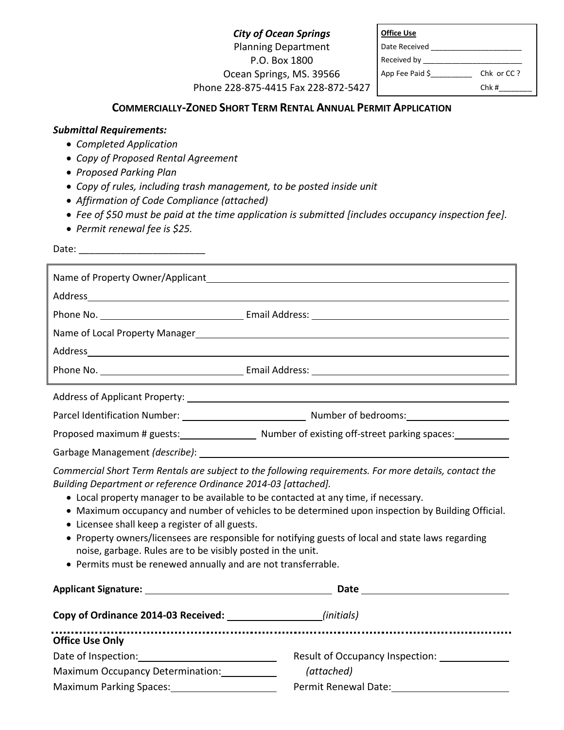***City of Ocean Springs***
Planning Department
P.O. Box 1800
Ocean Springs, MS. 39566
Phone 228-875-4415 Fax 228-872-5427

| **Office Use** | |
|---|---|
| Date Received ____________________ | |
| Received by ______________________ | |
| App Fee Paid $_________ | Chk or CC ? |
| | Chk #_______ |

## COMMERCIALLY-ZONED SHORT TERM RENTAL ANNUAL PERMIT APPLICATION

***Submittal Requirements:***

- *Completed Application*
- *Copy of Proposed Rental Agreement*
- *Proposed Parking Plan*
- *Copy of rules, including trash management, to be posted inside unit*
- *Affirmation of Code Compliance (attached)*
- *Fee of $50 must be paid at the time application is submitted [includes occupancy inspection fee].*
- *Permit renewal fee is $25.*

Date: _______________________

Name of Property Owner/Applicant ____________________________________________

Address ____________________________________________

Phone No. ______________________ Email Address: ______________________

Name of Local Property Manager ____________________________________________

Address ____________________________________________

Phone No. ______________________ Email Address: ______________________

Address of Applicant Property: ____________________________________________

Parcel Identification Number: ______________________ Number of bedrooms: ______________

Proposed maximum # guests: ______________ Number of existing off-street parking spaces: __________

Garbage Management *(describe)*: ____________________________________________

*Commercial Short Term Rentals are subject to the following requirements. For more details, contact the Building Department or reference Ordinance 2014-03 [attached].*

- Local property manager to be available to be contacted at any time, if necessary.
- Maximum occupancy and number of vehicles to be determined upon inspection by Building Official.
- Licensee shall keep a register of all guests.
- Property owners/licensees are responsible for notifying guests of local and state laws regarding noise, garbage. Rules are to be visibly posted in the unit.
- Permits must be renewed annually and are not transferrable.

**Applicant Signature:** ______________________________ **Date** ______________________

**Copy of Ordinance 2014-03 Received:** ________________*(initials)*

---

**Office Use Only**

Date of Inspection: ______________________ Result of Occupancy Inspection: ______________

Maximum Occupancy Determination: __________ *(attached)*

Maximum Parking Spaces: ______________________ Permit Renewal Date: ______________________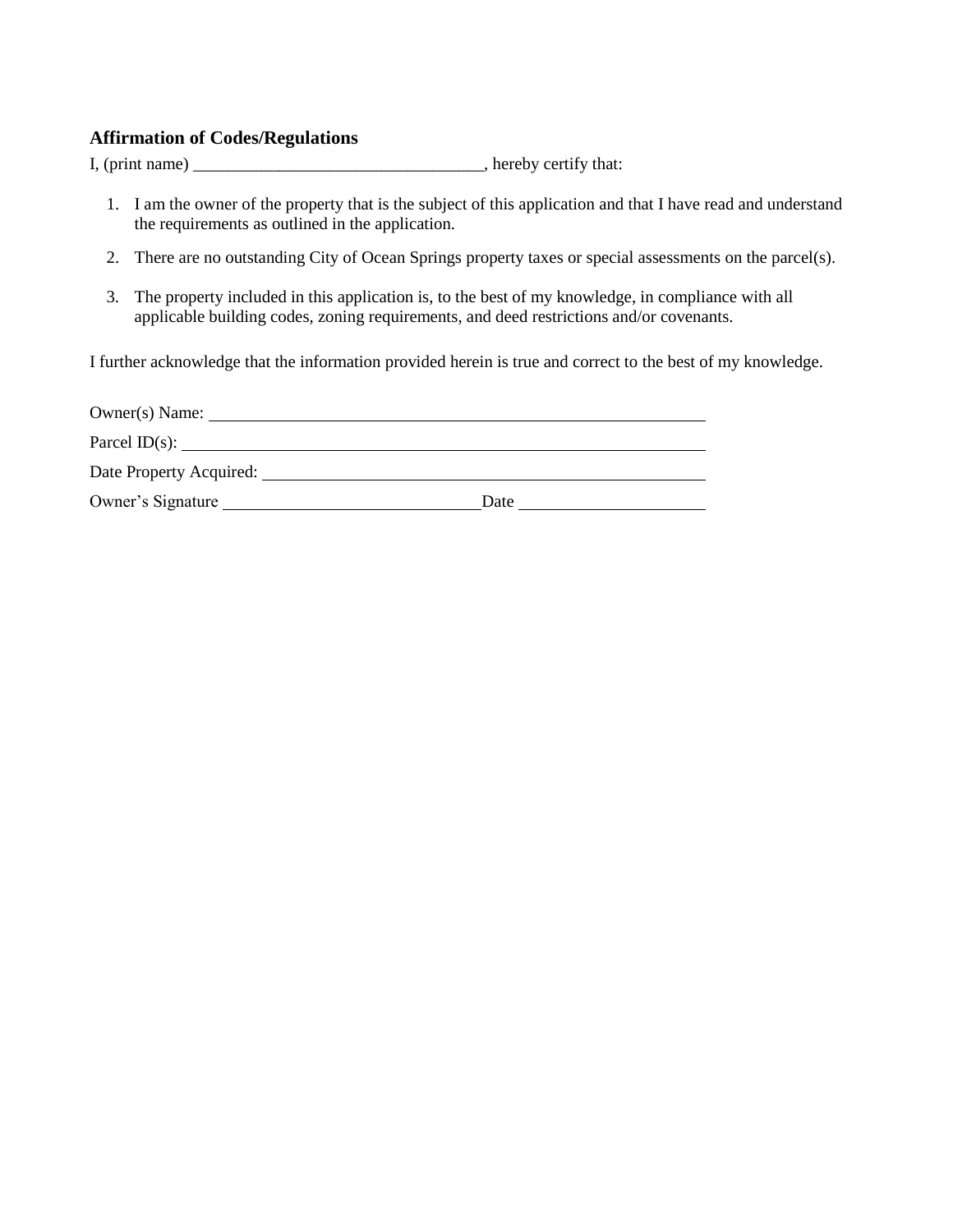### Affirmation of Codes/Regulations

I, (print name) __________________________________, hereby certify that:

1. I am the owner of the property that is the subject of this application and that I have read and understand the requirements as outlined in the application.
2. There are no outstanding City of Ocean Springs property taxes or special assessments on the parcel(s).
3. The property included in this application is, to the best of my knowledge, in compliance with all applicable building codes, zoning requirements, and deed restrictions and/or covenants.

I further acknowledge that the information provided herein is true and correct to the best of my knowledge.

Owner(s) Name: ____________________________________________________________

Parcel ID(s): ______________________________________________________________

Date Property Acquired: _____________________________________________________

Owner's Signature ______________________________ Date _____________________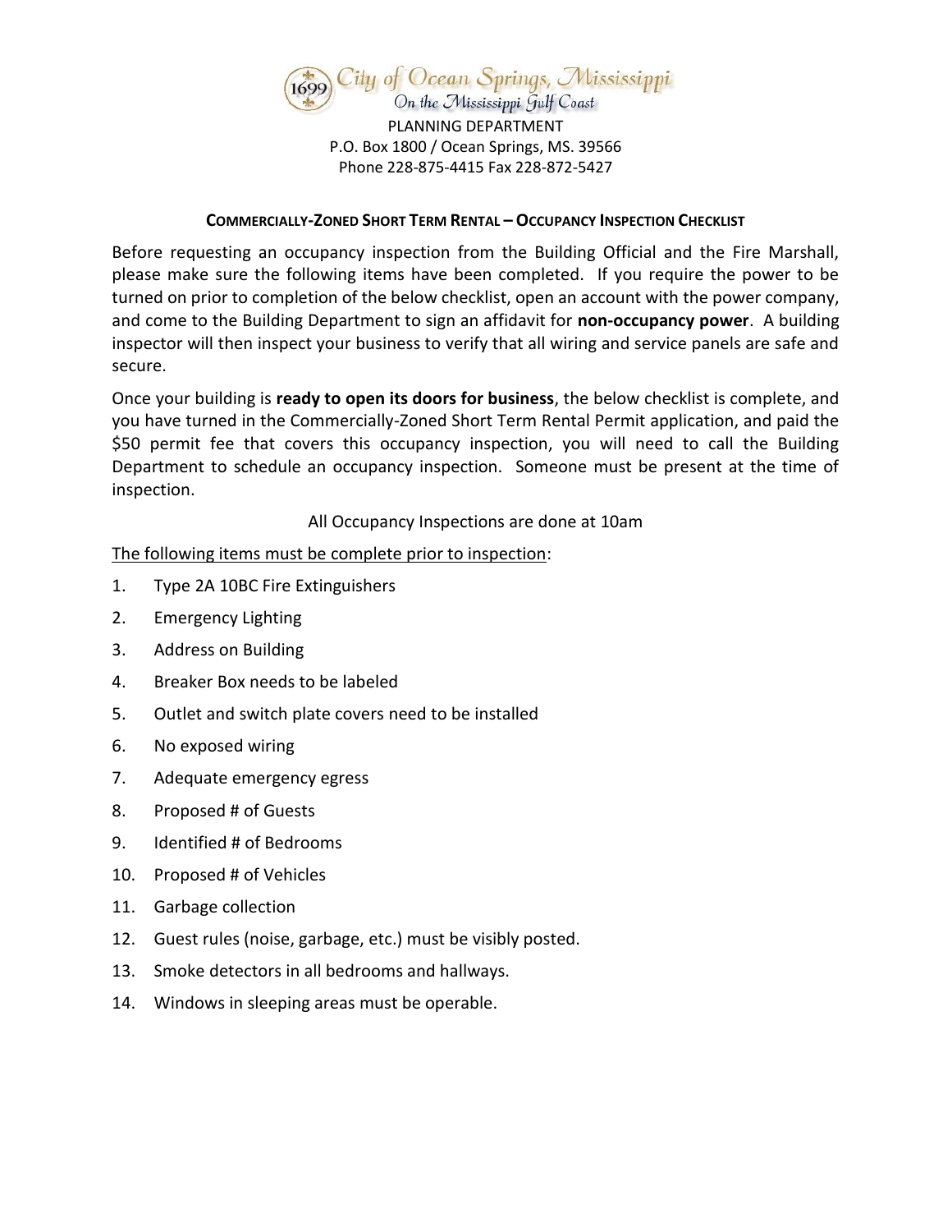City of Ocean Springs, Mississippi

On the Mississippi Gulf Coast

PLANNING DEPARTMENT

P.O. Box 1800 / Ocean Springs, MS. 39566

Phone 228-875-4415 Fax 228-872-5427

## COMMERCIALLY-ZONED SHORT TERM RENTAL – OCCUPANCY INSPECTION CHECKLIST

Before requesting an occupancy inspection from the Building Official and the Fire Marshall, please make sure the following items have been completed. If you require the power to be turned on prior to completion of the below checklist, open an account with the power company, and come to the Building Department to sign an affidavit for **non-occupancy power**. A building inspector will then inspect your business to verify that all wiring and service panels are safe and secure.

Once your building is **ready to open its doors for business**, the below checklist is complete, and you have turned in the Commercially-Zoned Short Term Rental Permit application, and paid the $50 permit fee that covers this occupancy inspection, you will need to call the Building Department to schedule an occupancy inspection. Someone must be present at the time of inspection.

All Occupancy Inspections are done at 10am

<u>The following items must be complete prior to inspection</u>:

1. Type 2A 10BC Fire Extinguishers
2. Emergency Lighting
3. Address on Building
4. Breaker Box needs to be labeled
5. Outlet and switch plate covers need to be installed
6. No exposed wiring
7. Adequate emergency egress
8. Proposed # of Guests
9. Identified # of Bedrooms
10. Proposed # of Vehicles
11. Garbage collection
12. Guest rules (noise, garbage, etc.) must be visibly posted.
13. Smoke detectors in all bedrooms and hallways.
14. Windows in sleeping areas must be operable.